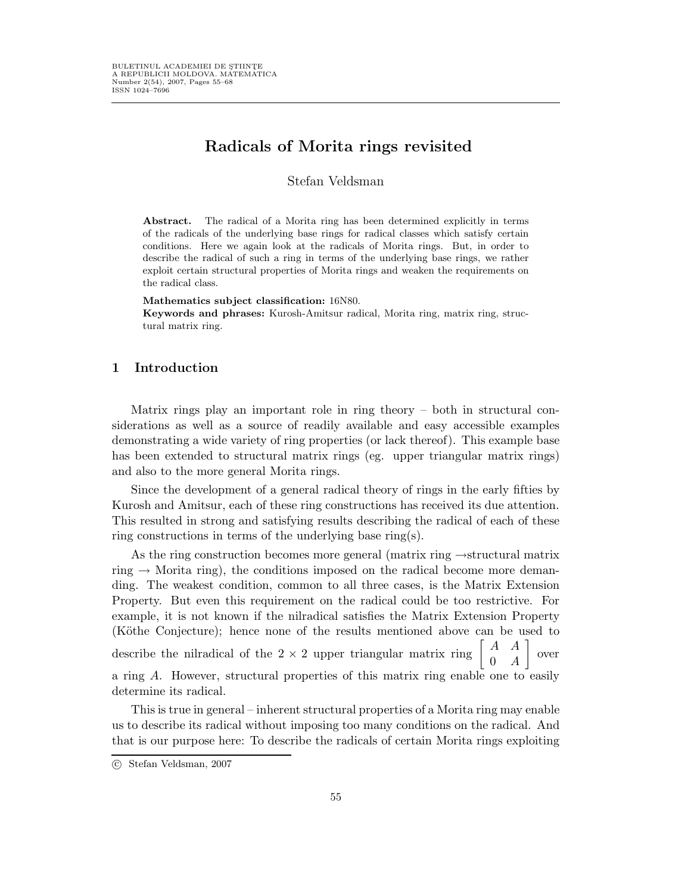# Radicals of Morita rings revisited

Stefan Veldsman

**Abstract.** The radical of a Morita ring has been determined explicitly in terms of the radicals of the underlying base rings for radical classes which satisfy certain conditions. Here we again look at the radicals of Morita rings. But, in order to describe the radical of such a ring in terms of the underlying base rings, we rather exploit certain structural properties of Morita rings and weaken the requirements on the radical class.

**Mathematics subject classification:** 16N80.

**Keywords and phrases:** Kurosh-Amitsur radical, Morita ring, matrix ring, structural matrix ring.

## 1 Introduction

Matrix rings play an important role in ring theory – both in structural considerations as well as a source of readily available and easy accessible examples demonstrating a wide variety of ring properties (or lack thereof). This example base has been extended to structural matrix rings (eg. upper triangular matrix rings) and also to the more general Morita rings.

Since the development of a general radical theory of rings in the early fifties by Kurosh and Amitsur, each of these ring constructions has received its due attention. This resulted in strong and satisfying results describing the radical of each of these ring constructions in terms of the underlying base ring(s).

As the ring construction becomes more general (matrix ring →structural matrix ring → Morita ring), the conditions imposed on the radical become more demanding. The weakest condition, common to all three cases, is the Matrix Extension Property. But even this requirement on the radical could be too restrictive. For example, it is not known if the nilradical satisfies the Matrix Extension Property (Köthe Conjecture); hence none of the results mentioned above can be used to describe the nilradical of the $2 \times 2$ upper triangular matrix ring $\begin{bmatrix} A & A \\ 0 & A \end{bmatrix}$ over a ring $A$. However, structural properties of this matrix ring enable one to easily determine its radical.

This is true in general – inherent structural properties of a Morita ring may enable us to describe its radical without imposing too many conditions on the radical. And that is our purpose here: To describe the radicals of certain Morita rings exploiting

© Stefan Veldsman, 2007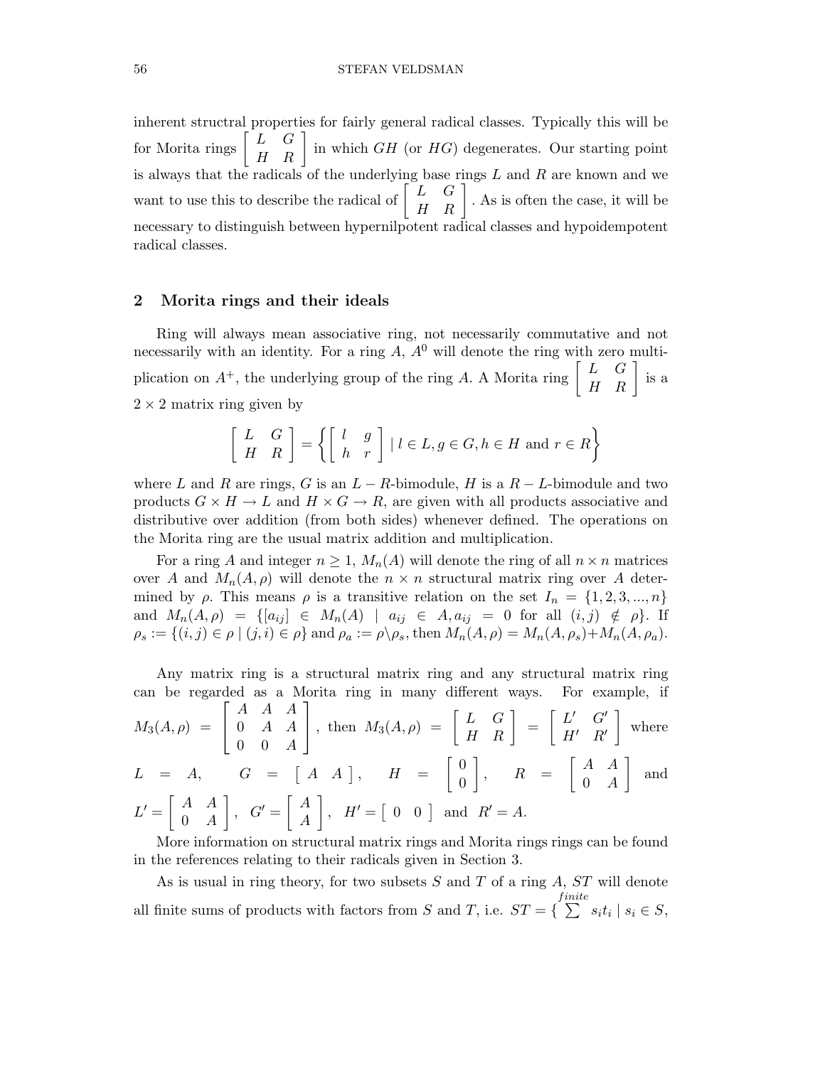inherent structral properties for fairly general radical classes. Typically this will be for Morita rings $\begin{bmatrix} L & G \\ H & R \end{bmatrix}$ in which $GH$ (or $HG$) degenerates. Our starting point is always that the radicals of the underlying base rings $L$ and $R$ are known and we want to use this to describe the radical of $\begin{bmatrix} L & G \\ H & R \end{bmatrix}$. As is often the case, it will be necessary to distinguish between hypernilpotent radical classes and hypoidempotent radical classes.

## 2 Morita rings and their ideals

Ring will always mean associative ring, not necessarily commutative and not necessarily with an identity. For a ring $A$, $A^0$ will denote the ring with zero multiplication on $A^+$, the underlying group of the ring $A$. A Morita ring $\begin{bmatrix} L & G \\ H & R \end{bmatrix}$ is a $2 \times 2$ matrix ring given by

$$\begin{bmatrix} L & G \\ H & R \end{bmatrix} = \left\{ \begin{bmatrix} l & g \\ h & r \end{bmatrix} \mid l \in L, g \in G, h \in H \text{ and } r \in R \right\}$$

where $L$ and $R$ are rings, $G$ is an $L-R$-bimodule, $H$ is a $R-L$-bimodule and two products $G \times H \to L$ and $H \times G \to R$, are given with all products associative and distributive over addition (from both sides) whenever defined. The operations on the Morita ring are the usual matrix addition and multiplication.

For a ring $A$ and integer $n \geq 1$, $M_n(A)$ will denote the ring of all $n \times n$ matrices over $A$ and $M_n(A, \rho)$ will denote the $n \times n$ structural matrix ring over $A$ determined by $\rho$. This means $\rho$ is a transitive relation on the set $I_n = \{1, 2, 3, ..., n\}$ and $M_n(A, \rho) = \{[a_{ij}] \in M_n(A) \mid a_{ij} \in A, a_{ij} = 0 \text{ for all } (i,j) \notin \rho\}$. If $\rho_s := \{(i,j) \in \rho \mid (j,i) \in \rho\}$ and $\rho_a := \rho \backslash \rho_s$, then $M_n(A, \rho) = M_n(A, \rho_s) + M_n(A, \rho_a)$.

Any matrix ring is a structural matrix ring and any structural matrix ring can be regarded as a Morita ring in many different ways. For example, if $M_3(A, \rho) = \begin{bmatrix} A & A & A \\ 0 & A & A \\ 0 & 0 & A \end{bmatrix}$, then $M_3(A, \rho) = \begin{bmatrix} L & G \\ H & R \end{bmatrix} = \begin{bmatrix} L' & G' \\ H' & R' \end{bmatrix}$ where $L = A$, $G = \begin{bmatrix} A & A \end{bmatrix}$, $H = \begin{bmatrix} 0 \\ 0 \end{bmatrix}$, $R = \begin{bmatrix} A & A \\ 0 & A \end{bmatrix}$ and $L' = \begin{bmatrix} A & A \\ 0 & A \end{bmatrix}$, $G' = \begin{bmatrix} A \\ A \end{bmatrix}$, $H' = \begin{bmatrix} 0 & 0 \end{bmatrix}$ and $R' = A$.

More information on structural matrix rings and Morita rings rings can be found in the references relating to their radicals given in Section 3.

As is usual in ring theory, for two subsets $S$ and $T$ of a ring $A$, $ST$ will denote all finite sums of products with factors from $S$ and $T$, i.e. $ST = \{ \sum^{finite} s_i t_i \mid s_i \in S,$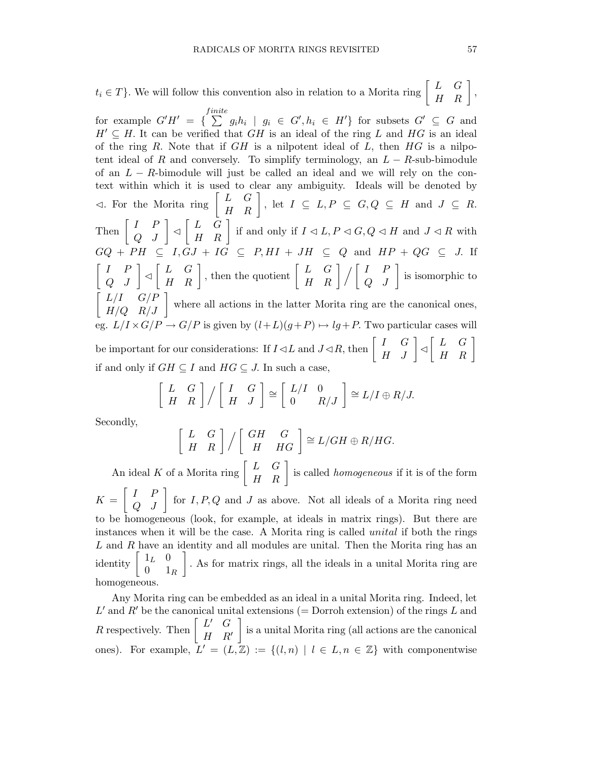$t_i \in T\}$. We will follow this convention also in relation to a Morita ring $\begin{bmatrix} L & G \\ H & R \end{bmatrix}$, for example $G'H' = \{\overset{finite}{\sum} g_i h_i \mid g_i \in G', h_i \in H'\}$ for subsets $G' \subseteq G$ and $H' \subseteq H$. It can be verified that $GH$ is an ideal of the ring $L$ and $HG$ is an ideal of the ring $R$. Note that if $GH$ is a nilpotent ideal of $L$, then $HG$ is a nilpotent ideal of $R$ and conversely. To simplify terminology, an $L-R$-sub-bimodule of an $L-R$-bimodule will just be called an ideal and we will rely on the context within which it is used to clear any ambiguity. Ideals will be denoted by $\lhd$. For the Morita ring $\begin{bmatrix} L & G \\ H & R \end{bmatrix}$, let $I \subseteq L, P \subseteq G, Q \subseteq H$ and $J \subseteq R$. Then $\begin{bmatrix} I & P \\ Q & J \end{bmatrix} \lhd \begin{bmatrix} L & G \\ H & R \end{bmatrix}$ if and only if $I \lhd L, P \lhd G, Q \lhd H$ and $J \lhd R$ with $GQ + PH \subseteq I, GJ + IG \subseteq P, HI + JH \subseteq Q$ and $HP + QG \subseteq J$. If $\begin{bmatrix} I & P \\ Q & J \end{bmatrix} \lhd \begin{bmatrix} L & G \\ H & R \end{bmatrix}$, then the quotient $\begin{bmatrix} L & G \\ H & R \end{bmatrix} \Big/ \begin{bmatrix} I & P \\ Q & J \end{bmatrix}$ is isomorphic to $\begin{bmatrix} L/I & G/P \\ H/Q & R/J \end{bmatrix}$ where all actions in the latter Morita ring are the canonical ones, eg. $L/I \times G/P \to G/P$ is given by $(l+L)(g+P) \mapsto lg+P$. Two particular cases will be important for our considerations: If $I \lhd L$ and $J \lhd R$, then $\begin{bmatrix} I & G \\ H & J \end{bmatrix} \lhd \begin{bmatrix} L & G \\ H & R \end{bmatrix}$ if and only if $GH \subseteq I$ and $HG \subseteq J$. In such a case,

$$\begin{bmatrix} L & G \\ H & R \end{bmatrix} \Big/ \begin{bmatrix} I & G \\ H & J \end{bmatrix} \cong \begin{bmatrix} L/I & 0 \\ 0 & R/J \end{bmatrix} \cong L/I \oplus R/J.$$

Secondly,

$$\begin{bmatrix} L & G \\ H & R \end{bmatrix} \Big/ \begin{bmatrix} GH & G \\ H & HG \end{bmatrix} \cong L/GH \oplus R/HG.$$

An ideal $K$ of a Morita ring $\begin{bmatrix} L & G \\ H & R \end{bmatrix}$ is called *homogeneous* if it is of the form $K = \begin{bmatrix} I & P \\ Q & J \end{bmatrix}$ for $I, P, Q$ and $J$ as above. Not all ideals of a Morita ring need to be homogeneous (look, for example, at ideals in matrix rings). But there are instances when it will be the case. A Morita ring is called *unital* if both the rings $L$ and $R$ have an identity and all modules are unital. Then the Morita ring has an identity $\begin{bmatrix} 1_L & 0 \\ 0 & 1_R \end{bmatrix}$. As for matrix rings, all the ideals in a unital Morita ring are homogeneous.

Any Morita ring can be embedded as an ideal in a unital Morita ring. Indeed, let $L'$ and $R'$ be the canonical unital extensions (= Dorroh extension) of the rings $L$ and $R$ respectively. Then $\begin{bmatrix} L' & G \\ H & R' \end{bmatrix}$ is a unital Morita ring (all actions are the canonical ones). For example, $L' = (L, \mathbb{Z}) := \{(l, n) \mid l \in L, n \in \mathbb{Z}\}$ with componentwise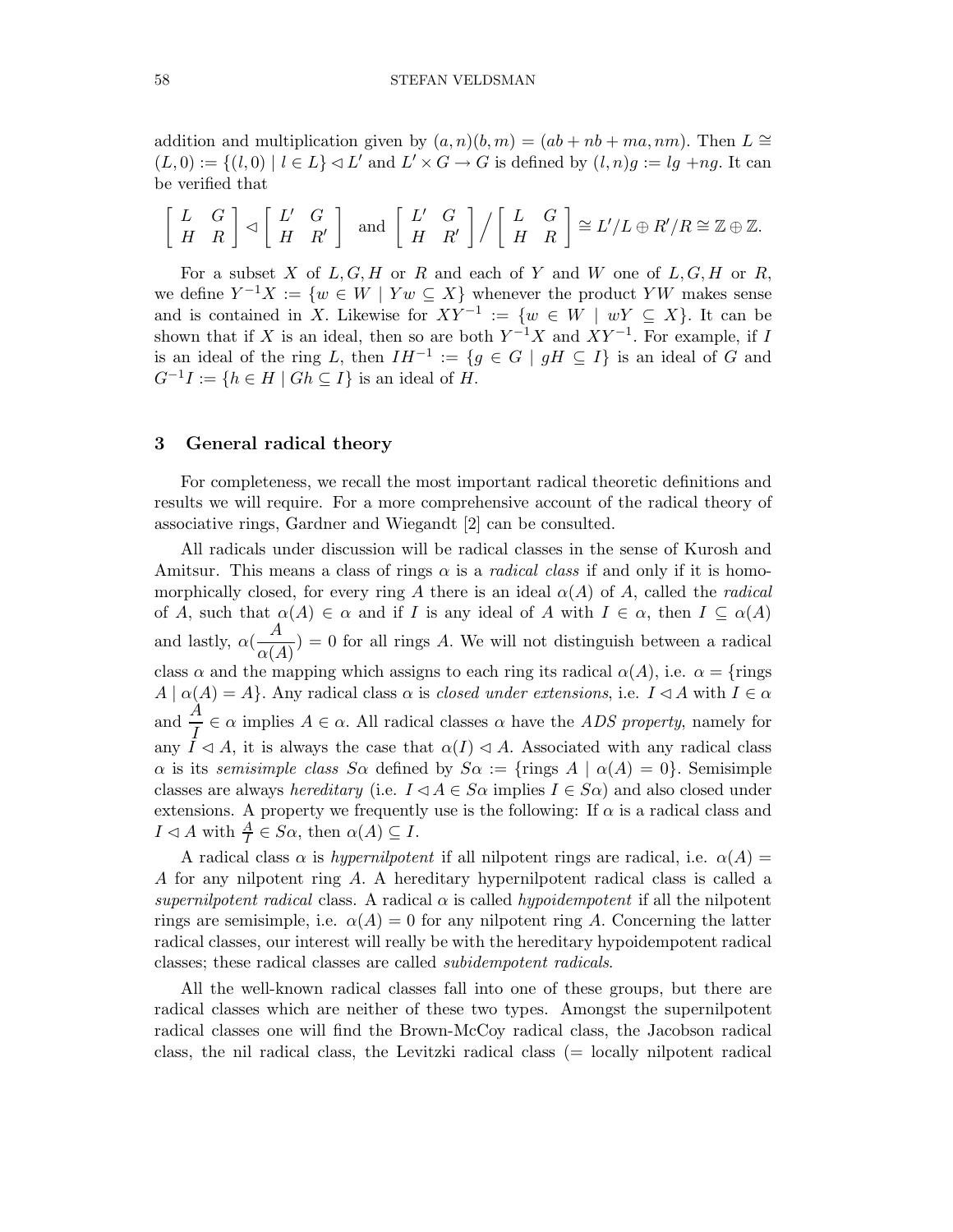addition and multiplication given by $(a,n)(b,m) = (ab + nb + ma, nm)$. Then $L \cong (L,0) := \{(l,0) \mid l \in L\} \lhd L'$ and $L' \times G \to G$ is defined by $(l,n)g := lg + ng$. It can be verified that

$$\begin{bmatrix} L & G \\ H & R \end{bmatrix} \lhd \begin{bmatrix} L' & G \\ H & R' \end{bmatrix} \quad \text{and} \quad \begin{bmatrix} L' & G \\ H & R' \end{bmatrix} \Big/ \begin{bmatrix} L & G \\ H & R \end{bmatrix} \cong L'/L \oplus R'/R \cong \mathbb{Z} \oplus \mathbb{Z}.$$

For a subset $X$ of $L, G, H$ or $R$ and each of $Y$ and $W$ one of $L, G, H$ or $R$, we define $Y^{-1}X := \{w \in W \mid Yw \subseteq X\}$ whenever the product $YW$ makes sense and is contained in $X$. Likewise for $XY^{-1} := \{w \in W \mid wY \subseteq X\}$. It can be shown that if $X$ is an ideal, then so are both $Y^{-1}X$ and $XY^{-1}$. For example, if $I$ is an ideal of the ring $L$, then $IH^{-1} := \{g \in G \mid gH \subseteq I\}$ is an ideal of $G$ and $G^{-1}I := \{h \in H \mid Gh \subseteq I\}$ is an ideal of $H$.

## 3 General radical theory

For completeness, we recall the most important radical theoretic definitions and results we will require. For a more comprehensive account of the radical theory of associative rings, Gardner and Wiegandt [2] can be consulted.

All radicals under discussion will be radical classes in the sense of Kurosh and Amitsur. This means a class of rings $\alpha$ is a *radical class* if and only if it is homomorphically closed, for every ring $A$ there is an ideal $\alpha(A)$ of $A$, called the *radical* of $A$, such that $\alpha(A) \in \alpha$ and if $I$ is any ideal of $A$ with $I \in \alpha$, then $I \subseteq \alpha(A)$ and lastly, $\alpha(\frac{A}{\alpha(A)}) = 0$ for all rings $A$. We will not distinguish between a radical class $\alpha$ and the mapping which assigns to each ring its radical $\alpha(A)$, i.e. $\alpha = \{$rings $A \mid \alpha(A) = A\}$. Any radical class $\alpha$ is *closed under extensions*, i.e. $I \lhd A$ with $I \in \alpha$ and $\frac{A}{I} \in \alpha$ implies $A \in \alpha$. All radical classes $\alpha$ have the *ADS property*, namely for any $I \lhd A$, it is always the case that $\alpha(I) \lhd A$. Associated with any radical class $\alpha$ is its *semisimple class* $S\alpha$ defined by $S\alpha := \{$rings $A \mid \alpha(A) = 0\}$. Semisimple classes are always *hereditary* (i.e. $I \lhd A \in S\alpha$ implies $I \in S\alpha$) and also closed under extensions. A property we frequently use is the following: If $\alpha$ is a radical class and $I \lhd A$ with $\frac{A}{I} \in S\alpha$, then $\alpha(A) \subseteq I$.

A radical class $\alpha$ is *hypernilpotent* if all nilpotent rings are radical, i.e. $\alpha(A) = A$ for any nilpotent ring $A$. A hereditary hypernilpotent radical class is called a *supernilpotent radical* class. A radical $\alpha$ is called *hypoidempotent* if all the nilpotent rings are semisimple, i.e. $\alpha(A) = 0$ for any nilpotent ring $A$. Concerning the latter radical classes, our interest will really be with the hereditary hypoidempotent radical classes; these radical classes are called *subidempotent radicals*.

All the well-known radical classes fall into one of these groups, but there are radical classes which are neither of these two types. Amongst the supernilpotent radical classes one will find the Brown-McCoy radical class, the Jacobson radical class, the nil radical class, the Levitzki radical class (= locally nilpotent radical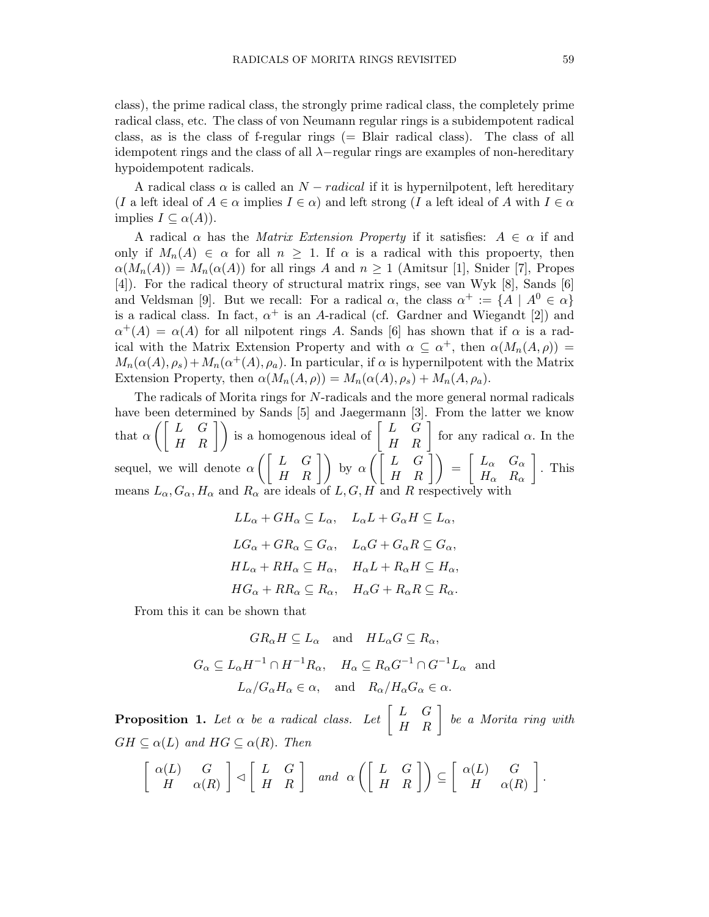class), the prime radical class, the strongly prime radical class, the completely prime radical class, etc. The class of von Neumann regular rings is a subidempotent radical class, as is the class of f-regular rings (= Blair radical class). The class of all idempotent rings and the class of all $\lambda-$regular rings are examples of non-hereditary hypoidempotent radicals.

A radical class $\alpha$ is called an $N-radical$ if it is hypernilpotent, left hereditary ($I$ a left ideal of $A \in \alpha$ implies $I \in \alpha$) and left strong ($I$ a left ideal of $A$ with $I \in \alpha$ implies $I \subseteq \alpha(A)$).

A radical $\alpha$ has the *Matrix Extension Property* if it satisfies: $A \in \alpha$ if and only if $M_n(A) \in \alpha$ for all $n \geq 1$. If $\alpha$ is a radical with this propoerty, then $\alpha(M_n(A)) = M_n(\alpha(A))$ for all rings $A$ and $n \geq 1$ (Amitsur [1], Snider [7], Propes [4]). For the radical theory of structural matrix rings, see van Wyk [8], Sands [6] and Veldsman [9]. But we recall: For a radical $\alpha$, the class $\alpha^+ := \{A \mid A^0 \in \alpha\}$ is a radical class. In fact, $\alpha^+$ is an $A$-radical (cf. Gardner and Wiegandt [2]) and $\alpha^+(A) = \alpha(A)$ for all nilpotent rings $A$. Sands [6] has shown that if $\alpha$ is a radical with the Matrix Extension Property and with $\alpha \subseteq \alpha^+$, then $\alpha(M_n(A, \rho)) = M_n(\alpha(A), \rho_s) + M_n(\alpha^+(A), \rho_a)$. In particular, if $\alpha$ is hypernilpotent with the Matrix Extension Property, then $\alpha(M_n(A, \rho)) = M_n(\alpha(A), \rho_s) + M_n(A, \rho_a)$.

The radicals of Morita rings for $N$-radicals and the more general normal radicals have been determined by Sands [5] and Jaegermann [3]. From the latter we know that $\alpha\left(\begin{bmatrix} L & G \\ H & R \end{bmatrix}\right)$ is a homogenous ideal of $\begin{bmatrix} L & G \\ H & R \end{bmatrix}$ for any radical $\alpha$. In the sequel, we will denote $\alpha\left(\begin{bmatrix} L & G \\ H & R \end{bmatrix}\right)$ by $\alpha\left(\begin{bmatrix} L & G \\ H & R \end{bmatrix}\right) = \begin{bmatrix} L_\alpha & G_\alpha \\ H_\alpha & R_\alpha \end{bmatrix}$. This means $L_\alpha, G_\alpha, H_\alpha$ and $R_\alpha$ are ideals of $L, G, H$ and $R$ respectively with

$$LL_\alpha + GH_\alpha \subseteq L_\alpha, \quad L_\alpha L + G_\alpha H \subseteq L_\alpha,$$
$$LG_\alpha + GR_\alpha \subseteq G_\alpha, \quad L_\alpha G + G_\alpha R \subseteq G_\alpha,$$
$$HL_\alpha + RH_\alpha \subseteq H_\alpha, \quad H_\alpha L + R_\alpha H \subseteq H_\alpha,$$
$$HG_\alpha + RR_\alpha \subseteq R_\alpha, \quad H_\alpha G + R_\alpha R \subseteq R_\alpha.$$

From this it can be shown that

$$GR_\alpha H \subseteq L_\alpha \quad \text{and} \quad HL_\alpha G \subseteq R_\alpha,$$
$$G_\alpha \subseteq L_\alpha H^{-1} \cap H^{-1} R_\alpha, \quad H_\alpha \subseteq R_\alpha G^{-1} \cap G^{-1} L_\alpha \ \text{ and}$$
$$L_\alpha / G_\alpha H_\alpha \in \alpha, \quad \text{and} \quad R_\alpha / H_\alpha G_\alpha \in \alpha.$$

**Proposition 1.** *Let $\alpha$ be a radical class. Let $\begin{bmatrix} L & G \\ H & R \end{bmatrix}$ be a Morita ring with $GH \subseteq \alpha(L)$ and $HG \subseteq \alpha(R)$. Then*

$$\begin{bmatrix} \alpha(L) & G \\ H & \alpha(R) \end{bmatrix} \lhd \begin{bmatrix} L & G \\ H & R \end{bmatrix} \quad \text{and} \quad \alpha\left(\begin{bmatrix} L & G \\ H & R \end{bmatrix}\right) \subseteq \begin{bmatrix} \alpha(L) & G \\ H & \alpha(R) \end{bmatrix}.$$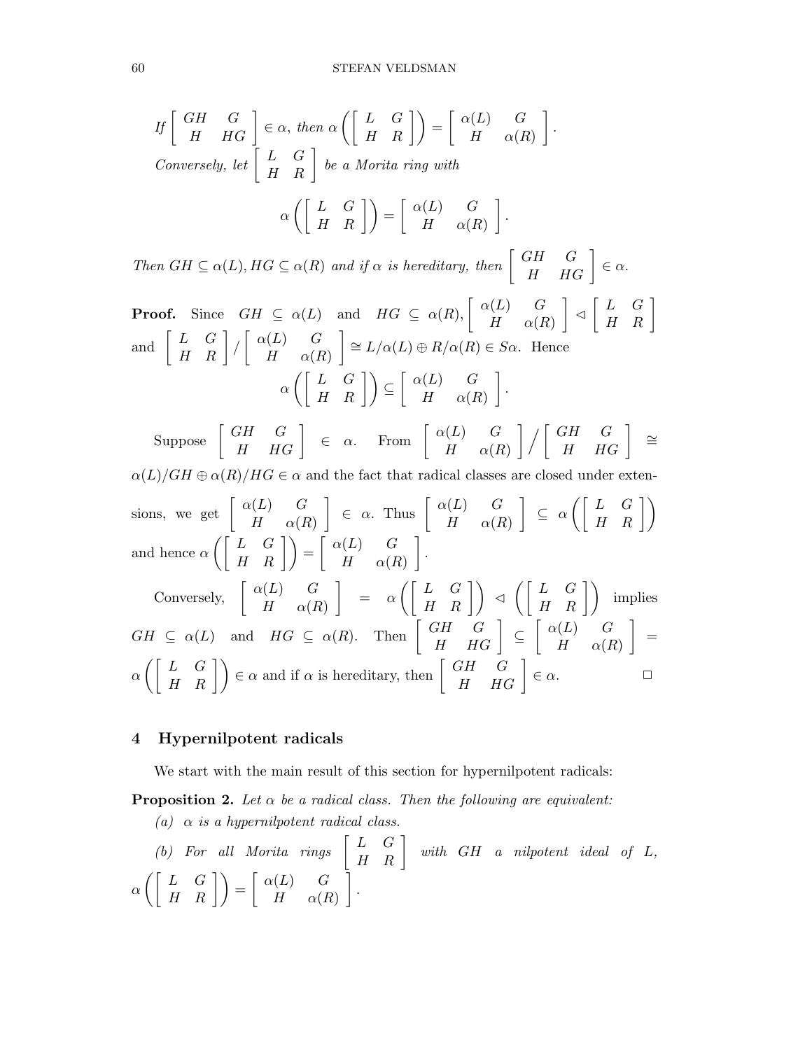*If* $\begin{bmatrix} GH & G \\ H & HG \end{bmatrix} \in \alpha$, *then* $\alpha\left(\begin{bmatrix} L & G \\ H & R \end{bmatrix}\right) = \begin{bmatrix} \alpha(L) & G \\ H & \alpha(R) \end{bmatrix}$.
*Conversely, let* $\begin{bmatrix} L & G \\ H & R \end{bmatrix}$ *be a Morita ring with*

$$\alpha\left(\begin{bmatrix} L & G \\ H & R \end{bmatrix}\right) = \begin{bmatrix} \alpha(L) & G \\ H & \alpha(R) \end{bmatrix}.$$

*Then* $GH \subseteq \alpha(L), HG \subseteq \alpha(R)$ *and if* $\alpha$ *is hereditary, then* $\begin{bmatrix} GH & G \\ H & HG \end{bmatrix} \in \alpha$.

**Proof.** Since $GH \subseteq \alpha(L)$ and $HG \subseteq \alpha(R)$, $\begin{bmatrix} \alpha(L) & G \\ H & \alpha(R) \end{bmatrix} \lhd \begin{bmatrix} L & G \\ H & R \end{bmatrix}$ and $\begin{bmatrix} L & G \\ H & R \end{bmatrix} / \begin{bmatrix} \alpha(L) & G \\ H & \alpha(R) \end{bmatrix} \cong L/\alpha(L) \oplus R/\alpha(R) \in S\alpha$. Hence

$$\alpha\left(\begin{bmatrix} L & G \\ H & R \end{bmatrix}\right) \subseteq \begin{bmatrix} \alpha(L) & G \\ H & \alpha(R) \end{bmatrix}.$$

Suppose $\begin{bmatrix} GH & G \\ H & HG \end{bmatrix} \in \alpha$. From $\begin{bmatrix} \alpha(L) & G \\ H & \alpha(R) \end{bmatrix} \Big/ \begin{bmatrix} GH & G \\ H & HG \end{bmatrix} \cong \alpha(L)/GH \oplus \alpha(R)/HG \in \alpha$ and the fact that radical classes are closed under extensions, we get $\begin{bmatrix} \alpha(L) & G \\ H & \alpha(R) \end{bmatrix} \in \alpha$. Thus $\begin{bmatrix} \alpha(L) & G \\ H & \alpha(R) \end{bmatrix} \subseteq \alpha\left(\begin{bmatrix} L & G \\ H & R \end{bmatrix}\right)$ and hence $\alpha\left(\begin{bmatrix} L & G \\ H & R \end{bmatrix}\right) = \begin{bmatrix} \alpha(L) & G \\ H & \alpha(R) \end{bmatrix}$.

Conversely, $\begin{bmatrix} \alpha(L) & G \\ H & \alpha(R) \end{bmatrix} = \alpha\left(\begin{bmatrix} L & G \\ H & R \end{bmatrix}\right) \lhd \left(\begin{bmatrix} L & G \\ H & R \end{bmatrix}\right)$ implies $GH \subseteq \alpha(L)$ and $HG \subseteq \alpha(R)$. Then $\begin{bmatrix} GH & G \\ H & HG \end{bmatrix} \subseteq \begin{bmatrix} \alpha(L) & G \\ H & \alpha(R) \end{bmatrix} = \alpha\left(\begin{bmatrix} L & G \\ H & R \end{bmatrix}\right) \in \alpha$ and if $\alpha$ is hereditary, then $\begin{bmatrix} GH & G \\ H & HG \end{bmatrix} \in \alpha$. □

## 4 Hypernilpotent radicals

We start with the main result of this section for hypernilpotent radicals:

**Proposition 2.** *Let* $\alpha$ *be a radical class. Then the following are equivalent:*

*(a)* $\alpha$ *is a hypernilpotent radical class.*

*(b) For all Morita rings* $\begin{bmatrix} L & G \\ H & R \end{bmatrix}$ *with* $GH$ *a nilpotent ideal of* $L$, $\alpha\left(\begin{bmatrix} L & G \\ H & R \end{bmatrix}\right) = \begin{bmatrix} \alpha(L) & G \\ H & \alpha(R) \end{bmatrix}$.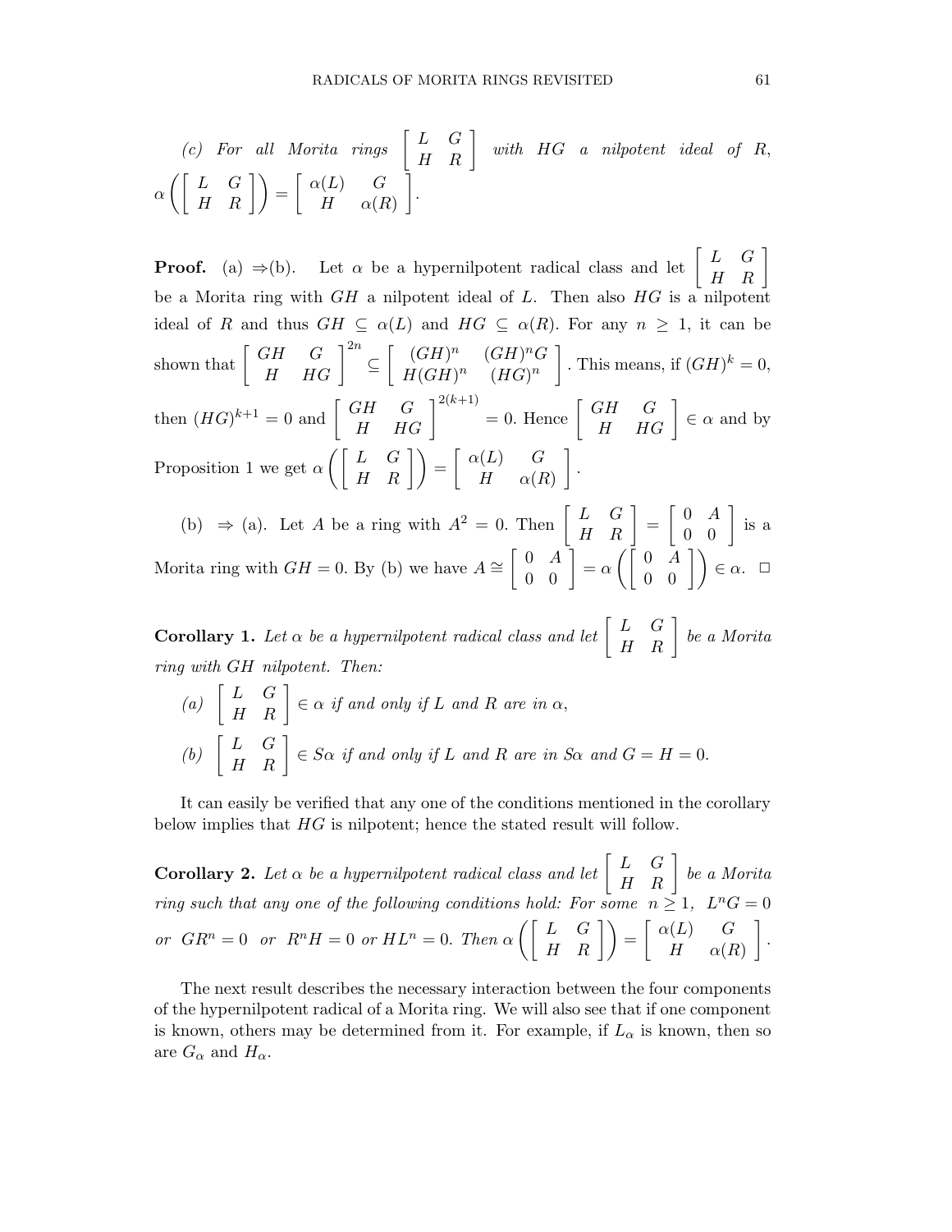*(c) For all Morita rings* $\begin{bmatrix} L & G \\ H & R \end{bmatrix}$ *with* $HG$ *a nilpotent ideal of* $R$, $\alpha\left(\begin{bmatrix} L & G \\ H & R \end{bmatrix}\right) = \begin{bmatrix} \alpha(L) & G \\ H & \alpha(R) \end{bmatrix}$.

**Proof.** (a) $\Rightarrow$(b). Let $\alpha$ be a hypernilpotent radical class and let $\begin{bmatrix} L & G \\ H & R \end{bmatrix}$ be a Morita ring with $GH$ a nilpotent ideal of $L$. Then also $HG$ is a nilpotent ideal of $R$ and thus $GH \subseteq \alpha(L)$ and $HG \subseteq \alpha(R)$. For any $n \geq 1$, it can be shown that $\begin{bmatrix} GH & G \\ H & HG \end{bmatrix}^{2n} \subseteq \begin{bmatrix} (GH)^n & (GH)^n G \\ H(GH)^n & (HG)^n \end{bmatrix}$. This means, if $(GH)^k = 0$, then $(HG)^{k+1} = 0$ and $\begin{bmatrix} GH & G \\ H & HG \end{bmatrix}^{2(k+1)} = 0$. Hence $\begin{bmatrix} GH & G \\ H & HG \end{bmatrix} \in \alpha$ and by Proposition 1 we get $\alpha\left(\begin{bmatrix} L & G \\ H & R \end{bmatrix}\right) = \begin{bmatrix} \alpha(L) & G \\ H & \alpha(R) \end{bmatrix}$.

(b) $\Rightarrow$ (a). Let $A$ be a ring with $A^2 = 0$. Then $\begin{bmatrix} L & G \\ H & R \end{bmatrix} = \begin{bmatrix} 0 & A \\ 0 & 0 \end{bmatrix}$ is a Morita ring with $GH = 0$. By (b) we have $A \cong \begin{bmatrix} 0 & A \\ 0 & 0 \end{bmatrix} = \alpha\left(\begin{bmatrix} 0 & A \\ 0 & 0 \end{bmatrix}\right) \in \alpha$. $\square$

**Corollary 1.** *Let* $\alpha$ *be a hypernilpotent radical class and let* $\begin{bmatrix} L & G \\ H & R \end{bmatrix}$ *be a Morita ring with* $GH$ *nilpotent. Then:*

*(a)* $\begin{bmatrix} L & G \\ H & R \end{bmatrix} \in \alpha$ *if and only if* $L$ *and* $R$ *are in* $\alpha$,

*(b)* $\begin{bmatrix} L & G \\ H & R \end{bmatrix} \in S\alpha$ *if and only if* $L$ *and* $R$ *are in* $S\alpha$ *and* $G = H = 0$.

It can easily be verified that any one of the conditions mentioned in the corollary below implies that $HG$ is nilpotent; hence the stated result will follow.

**Corollary 2.** *Let* $\alpha$ *be a hypernilpotent radical class and let* $\begin{bmatrix} L & G \\ H & R \end{bmatrix}$ *be a Morita ring such that any one of the following conditions hold: For some* $n \geq 1$, $L^n G = 0$ *or* $GR^n = 0$ *or* $R^n H = 0$ *or* $HL^n = 0$. *Then* $\alpha\left(\begin{bmatrix} L & G \\ H & R \end{bmatrix}\right) = \begin{bmatrix} \alpha(L) & G \\ H & \alpha(R) \end{bmatrix}$.

The next result describes the necessary interaction between the four components of the hypernilpotent radical of a Morita ring. We will also see that if one component is known, others may be determined from it. For example, if $L_\alpha$ is known, then so are $G_\alpha$ and $H_\alpha$.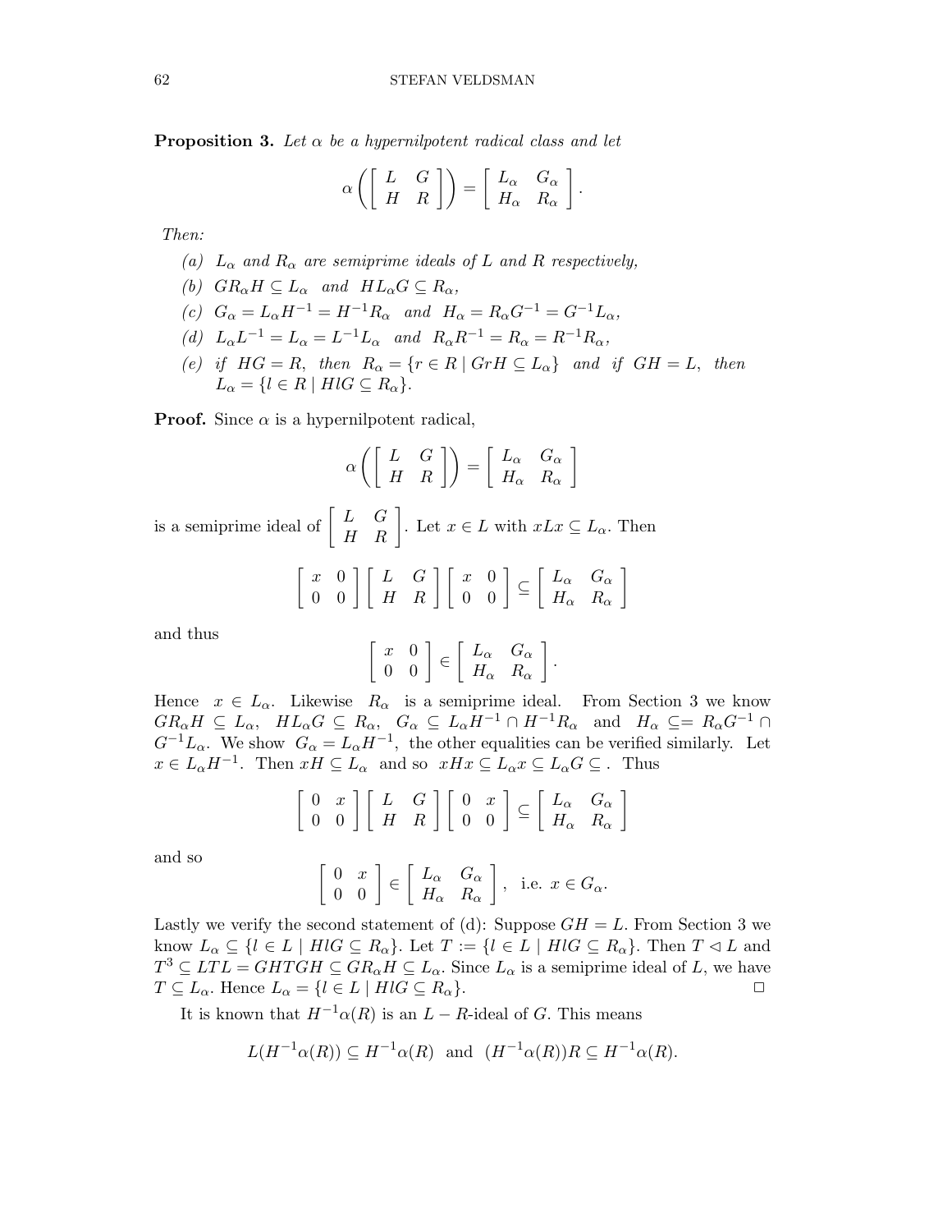**Proposition 3.** *Let $\alpha$ be a hypernilpotent radical class and let*

$$\alpha\left(\left[\begin{array}{cc} L & G \\ H & R \end{array}\right]\right) = \left[\begin{array}{cc} L_\alpha & G_\alpha \\ H_\alpha & R_\alpha \end{array}\right].$$

*Then:*

- *(a)* $L_\alpha$ *and* $R_\alpha$ *are semiprime ideals of* $L$ *and* $R$ *respectively,*
- *(b)* $GR_\alpha H \subseteq L_\alpha$ *and* $HL_\alpha G \subseteq R_\alpha$,
- *(c)* $G_\alpha = L_\alpha H^{-1} = H^{-1}R_\alpha$ *and* $H_\alpha = R_\alpha G^{-1} = G^{-1}L_\alpha$,
- *(d)* $L_\alpha L^{-1} = L_\alpha = L^{-1}L_\alpha$ *and* $R_\alpha R^{-1} = R_\alpha = R^{-1}R_\alpha$,
- *(e) if* $HG = R$, *then* $R_\alpha = \{r \in R \mid GrH \subseteq L_\alpha\}$ *and if* $GH = L$, *then* $L_\alpha = \{l \in R \mid HlG \subseteq R_\alpha\}$.

**Proof.** Since $\alpha$ is a hypernilpotent radical,

$$\alpha\left(\left[\begin{array}{cc} L & G \\ H & R \end{array}\right]\right) = \left[\begin{array}{cc} L_\alpha & G_\alpha \\ H_\alpha & R_\alpha \end{array}\right]$$

is a semiprime ideal of $\left[\begin{array}{cc} L & G \\ H & R \end{array}\right]$. Let $x \in L$ with $xLx \subseteq L_\alpha$. Then

$$\left[\begin{array}{cc} x & 0 \\ 0 & 0 \end{array}\right]\left[\begin{array}{cc} L & G \\ H & R \end{array}\right]\left[\begin{array}{cc} x & 0 \\ 0 & 0 \end{array}\right] \subseteq \left[\begin{array}{cc} L_\alpha & G_\alpha \\ H_\alpha & R_\alpha \end{array}\right]$$

and thus

$$\left[\begin{array}{cc} x & 0 \\ 0 & 0 \end{array}\right] \in \left[\begin{array}{cc} L_\alpha & G_\alpha \\ H_\alpha & R_\alpha \end{array}\right].$$

Hence $x \in L_\alpha$. Likewise $R_\alpha$ is a semiprime ideal. From Section 3 we know $GR_\alpha H \subseteq L_\alpha$, $HL_\alpha G \subseteq R_\alpha$, $G_\alpha \subseteq L_\alpha H^{-1} \cap H^{-1}R_\alpha$ and $H_\alpha \subseteq= R_\alpha G^{-1} \cap G^{-1}L_\alpha$. We show $G_\alpha = L_\alpha H^{-1}$, the other equalities can be verified similarly. Let $x \in L_\alpha H^{-1}$. Then $xH \subseteq L_\alpha$ and so $xHx \subseteq L_\alpha x \subseteq L_\alpha G \subseteq$ . Thus

$$\left[\begin{array}{cc} 0 & x \\ 0 & 0 \end{array}\right]\left[\begin{array}{cc} L & G \\ H & R \end{array}\right]\left[\begin{array}{cc} 0 & x \\ 0 & 0 \end{array}\right] \subseteq \left[\begin{array}{cc} L_\alpha & G_\alpha \\ H_\alpha & R_\alpha \end{array}\right]$$

and so

$$\left[\begin{array}{cc} 0 & x \\ 0 & 0 \end{array}\right] \in \left[\begin{array}{cc} L_\alpha & G_\alpha \\ H_\alpha & R_\alpha \end{array}\right], \text{ i.e. } x \in G_\alpha.$$

Lastly we verify the second statement of (d): Suppose $GH = L$. From Section 3 we know $L_\alpha \subseteq \{l \in L \mid HlG \subseteq R_\alpha\}$. Let $T := \{l \in L \mid HlG \subseteq R_\alpha\}$. Then $T \lhd L$ and $T^3 \subseteq LTL = GHTGH \subseteq GR_\alpha H \subseteq L_\alpha$. Since $L_\alpha$ is a semiprime ideal of $L$, we have $T \subseteq L_\alpha$. Hence $L_\alpha = \{l \in L \mid HlG \subseteq R_\alpha\}$. $\square$

It is known that $H^{-1}\alpha(R)$ is an $L-R$-ideal of $G$. This means

$$L(H^{-1}\alpha(R)) \subseteq H^{-1}\alpha(R) \text{ and } (H^{-1}\alpha(R))R \subseteq H^{-1}\alpha(R).$$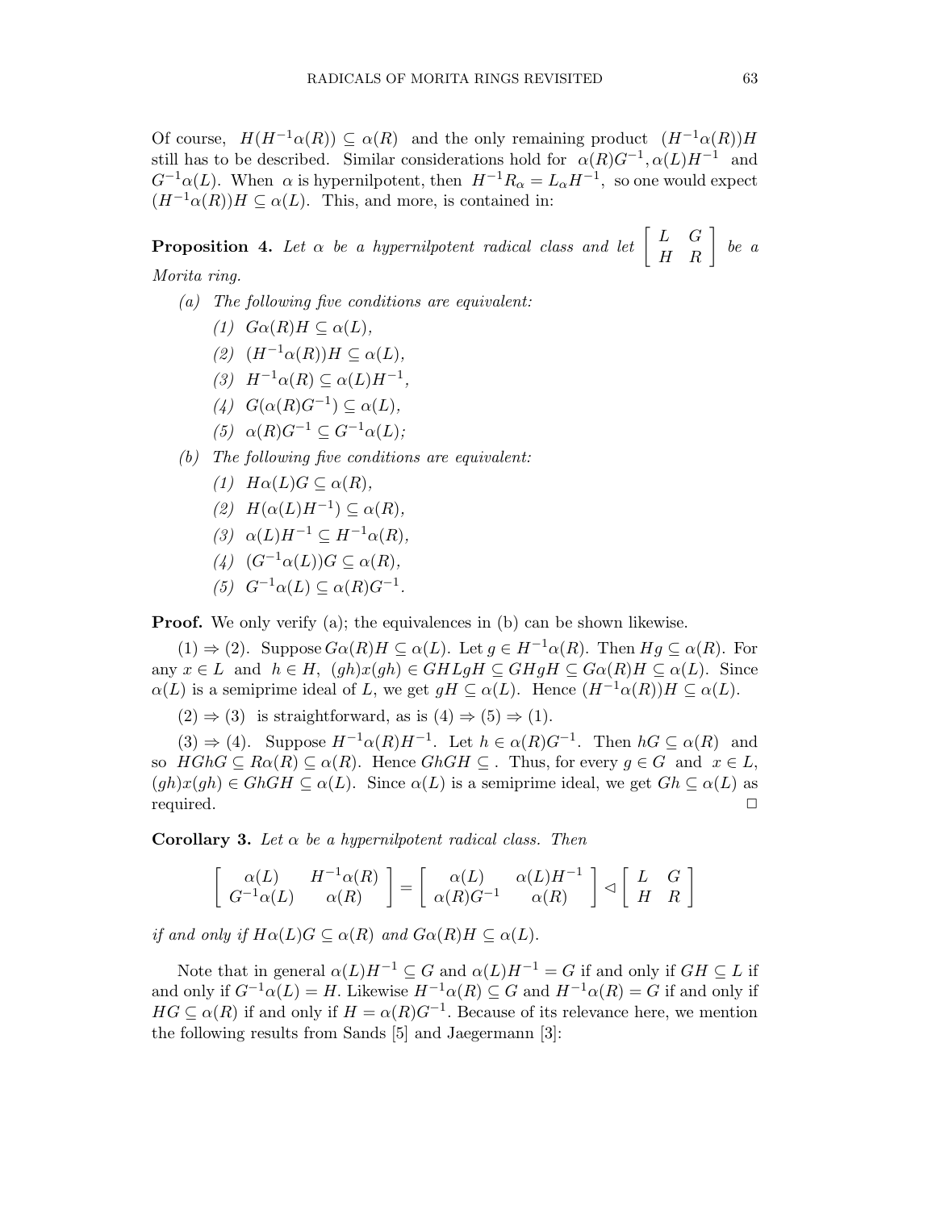Of course, $H(H^{-1}\alpha(R)) \subseteq \alpha(R)$ and the only remaining product $(H^{-1}\alpha(R))H$ still has to be described. Similar considerations hold for $\alpha(R)G^{-1}, \alpha(L)H^{-1}$ and $G^{-1}\alpha(L)$. When $\alpha$ is hypernilpotent, then $H^{-1}R_\alpha = L_\alpha H^{-1}$, so one would expect $(H^{-1}\alpha(R))H \subseteq \alpha(L)$. This, and more, is contained in:

**Proposition 4.** *Let $\alpha$ be a hypernilpotent radical class and let* $\begin{bmatrix} L & G \\ H & R \end{bmatrix}$ *be a Morita ring.*

*(a) The following five conditions are equivalent:*

- *(1) $G\alpha(R)H \subseteq \alpha(L)$,*
- *(2) $(H^{-1}\alpha(R))H \subseteq \alpha(L)$,*
- *(3) $H^{-1}\alpha(R) \subseteq \alpha(L)H^{-1}$,*
- *(4) $G(\alpha(R)G^{-1}) \subseteq \alpha(L)$,*
- *(5) $\alpha(R)G^{-1} \subseteq G^{-1}\alpha(L)$;*

*(b) The following five conditions are equivalent:*

- *(1) $H\alpha(L)G \subseteq \alpha(R)$,*
- *(2) $H(\alpha(L)H^{-1}) \subseteq \alpha(R)$,*
- *(3) $\alpha(L)H^{-1} \subseteq H^{-1}\alpha(R)$,*
- *(4) $(G^{-1}\alpha(L))G \subseteq \alpha(R)$,*
- *(5) $G^{-1}\alpha(L) \subseteq \alpha(R)G^{-1}$.*

**Proof.** We only verify (a); the equivalences in (b) can be shown likewise.

$(1) \Rightarrow (2)$. Suppose $G\alpha(R)H \subseteq \alpha(L)$. Let $g \in H^{-1}\alpha(R)$. Then $Hg \subseteq \alpha(R)$. For any $x \in L$ and $h \in H$, $(gh)x(gh) \in GHLgH \subseteq GHgH \subseteq G\alpha(R)H \subseteq \alpha(L)$. Since $\alpha(L)$ is a semiprime ideal of $L$, we get $gH \subseteq \alpha(L)$. Hence $(H^{-1}\alpha(R))H \subseteq \alpha(L)$.

$(2) \Rightarrow (3)$ is straightforward, as is $(4) \Rightarrow (5) \Rightarrow (1)$.

$(3) \Rightarrow (4)$. Suppose $H^{-1}\alpha(R)H^{-1}$. Let $h \in \alpha(R)G^{-1}$. Then $hG \subseteq \alpha(R)$ and so $HGhG \subseteq R\alpha(R) \subseteq \alpha(R)$. Hence $GhGH \subseteq$ . Thus, for every $g \in G$ and $x \in L$, $(gh)x(gh) \in GhGH \subseteq \alpha(L)$. Since $\alpha(L)$ is a semiprime ideal, we get $Gh \subseteq \alpha(L)$ as required. □

**Corollary 3.** *Let $\alpha$ be a hypernilpotent radical class. Then*

$$\begin{bmatrix} \alpha(L) & H^{-1}\alpha(R) \\ G^{-1}\alpha(L) & \alpha(R) \end{bmatrix} = \begin{bmatrix} \alpha(L) & \alpha(L)H^{-1} \\ \alpha(R)G^{-1} & \alpha(R) \end{bmatrix} \lhd \begin{bmatrix} L & G \\ H & R \end{bmatrix}$$

*if and only if $H\alpha(L)G \subseteq \alpha(R)$ and $G\alpha(R)H \subseteq \alpha(L)$.*

Note that in general $\alpha(L)H^{-1} \subseteq G$ and $\alpha(L)H^{-1} = G$ if and only if $GH \subseteq L$ if and only if $G^{-1}\alpha(L) = H$. Likewise $H^{-1}\alpha(R) \subseteq G$ and $H^{-1}\alpha(R) = G$ if and only if $HG \subseteq \alpha(R)$ if and only if $H = \alpha(R)G^{-1}$. Because of its relevance here, we mention the following results from Sands [5] and Jaegermann [3]: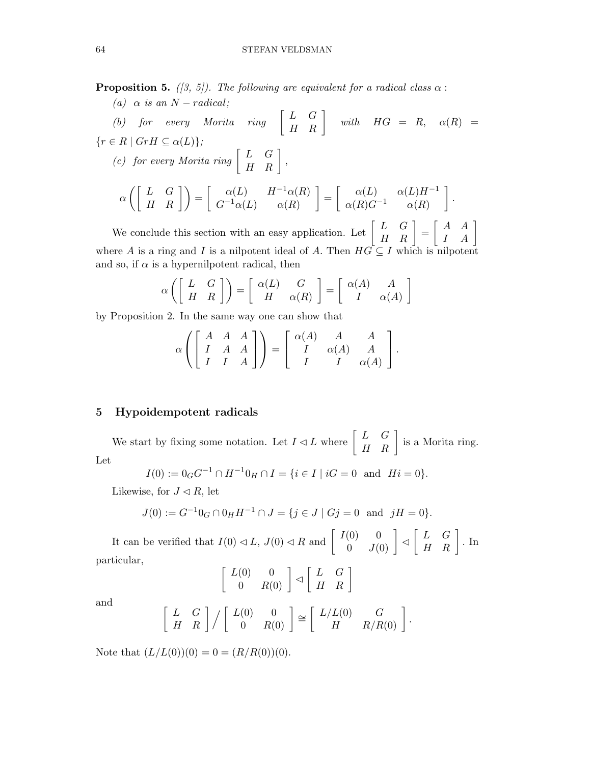**Proposition 5.** *([3, 5]). The following are equivalent for a radical class $\alpha$ :*

*(a) $\alpha$ is an $N-$radical;*

*(b) for every Morita ring $\begin{bmatrix} L & G \\ H & R \end{bmatrix}$ with $HG = R$, $\alpha(R) = \{r \in R \mid GrH \subseteq \alpha(L)\}$;*

*(c) for every Morita ring $\begin{bmatrix} L & G \\ H & R \end{bmatrix}$,*

$$\alpha\left(\begin{bmatrix} L & G \\ H & R \end{bmatrix}\right) = \begin{bmatrix} \alpha(L) & H^{-1}\alpha(R) \\ G^{-1}\alpha(L) & \alpha(R) \end{bmatrix} = \begin{bmatrix} \alpha(L) & \alpha(L)H^{-1} \\ \alpha(R)G^{-1} & \alpha(R) \end{bmatrix}.$$

We conclude this section with an easy application. Let $\begin{bmatrix} L & G \\ H & R \end{bmatrix} = \begin{bmatrix} A & A \\ I & A \end{bmatrix}$ where $A$ is a ring and $I$ is a nilpotent ideal of $A$. Then $HG \subseteq I$ which is nilpotent and so, if $\alpha$ is a hypernilpotent radical, then

$$\alpha\left(\begin{bmatrix} L & G \\ H & R \end{bmatrix}\right) = \begin{bmatrix} \alpha(L) & G \\ H & \alpha(R) \end{bmatrix} = \begin{bmatrix} \alpha(A) & A \\ I & \alpha(A) \end{bmatrix}$$

by Proposition 2. In the same way one can show that

$$\alpha\left(\begin{bmatrix} A & A & A \\ I & A & A \\ I & I & A \end{bmatrix}\right) = \begin{bmatrix} \alpha(A) & A & A \\ I & \alpha(A) & A \\ I & I & \alpha(A) \end{bmatrix}.$$

## 5 Hypoidempotent radicals

We start by fixing some notation. Let $I \lhd L$ where $\begin{bmatrix} L & G \\ H & R \end{bmatrix}$ is a Morita ring. Let

$$I(0) := 0_G G^{-1} \cap H^{-1} 0_H \cap I = \{i \in I \mid iG = 0 \text{ and } Hi = 0\}.$$

Likewise, for $J \lhd R$, let

$$J(0) := G^{-1} 0_G \cap 0_H H^{-1} \cap J = \{j \in J \mid Gj = 0 \text{ and } jH = 0\}.$$

It can be verified that $I(0) \lhd L$, $J(0) \lhd R$ and $\begin{bmatrix} I(0) & 0 \\ 0 & J(0) \end{bmatrix} \lhd \begin{bmatrix} L & G \\ H & R \end{bmatrix}$. In particular,

$$\begin{bmatrix} L(0) & 0 \\ 0 & R(0) \end{bmatrix} \lhd \begin{bmatrix} L & G \\ H & R \end{bmatrix}$$

and

$$\begin{bmatrix} L & G \\ H & R \end{bmatrix} \Big/ \begin{bmatrix} L(0) & 0 \\ 0 & R(0) \end{bmatrix} \cong \begin{bmatrix} L/L(0) & G \\ H & R/R(0) \end{bmatrix}.$$

Note that $(L/L(0))(0) = 0 = (R/R(0))(0)$.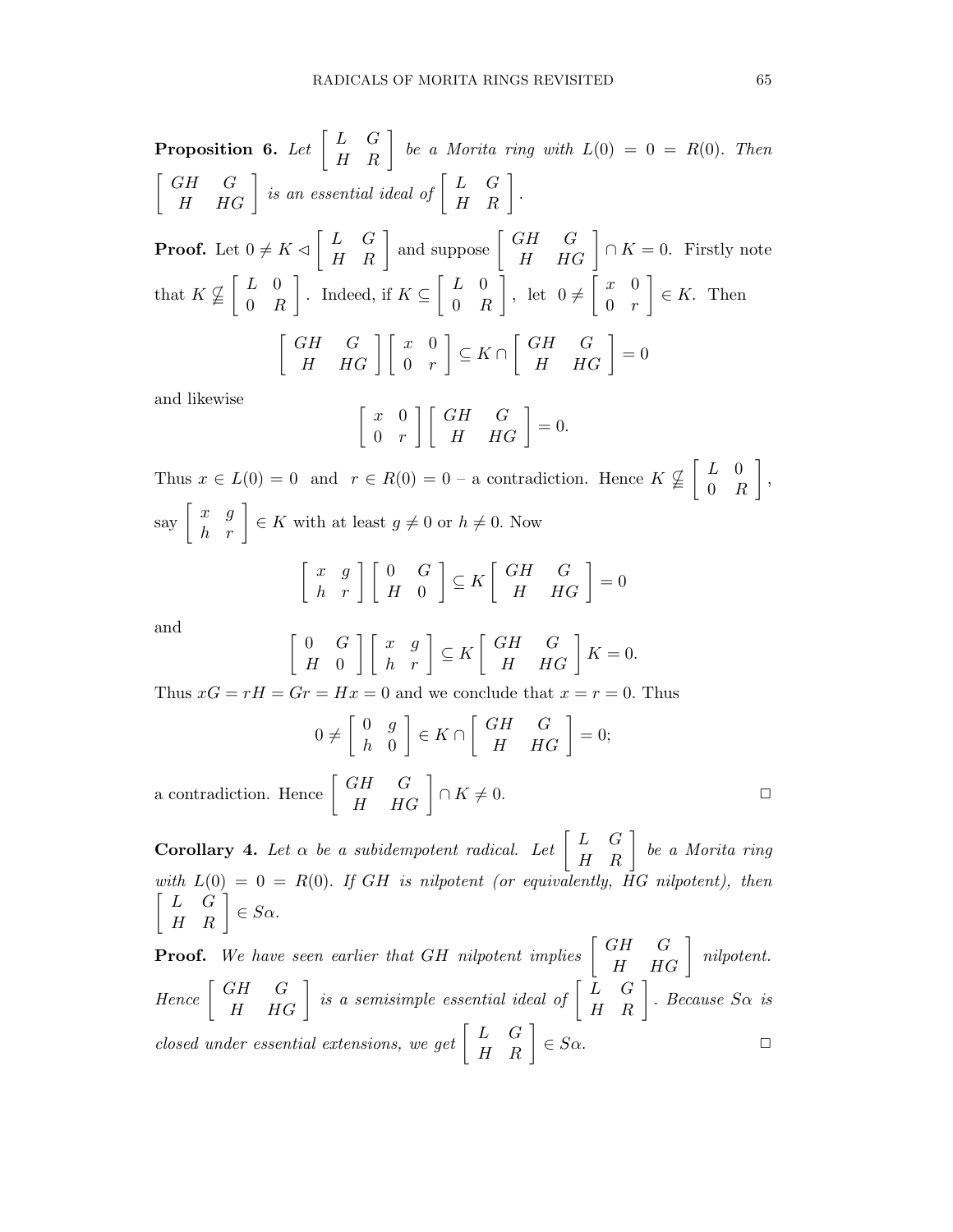**Proposition 6.** *Let* $\left[\begin{array}{cc} L & G \\ H & R \end{array}\right]$ *be a Morita ring with* $L(0) = 0 = R(0)$*. Then* $\left[\begin{array}{cc} GH & G \\ H & HG \end{array}\right]$ *is an essential ideal of* $\left[\begin{array}{cc} L & G \\ H & R \end{array}\right]$*.*

**Proof.** Let $0 \neq K \lhd \left[\begin{array}{cc} L & G \\ H & R \end{array}\right]$ and suppose $\left[\begin{array}{cc} GH & G \\ H & HG \end{array}\right] \cap K = 0$. Firstly note that $K \subsetneqq \left[\begin{array}{cc} L & 0 \\ 0 & R \end{array}\right]$. Indeed, if $K \subseteq \left[\begin{array}{cc} L & 0 \\ 0 & R \end{array}\right]$, let $0 \neq \left[\begin{array}{cc} x & 0 \\ 0 & r \end{array}\right] \in K$. Then

$$\left[\begin{array}{cc} GH & G \\ H & HG \end{array}\right]\left[\begin{array}{cc} x & 0 \\ 0 & r \end{array}\right] \subseteq K \cap \left[\begin{array}{cc} GH & G \\ H & HG \end{array}\right] = 0$$

and likewise

$$\left[\begin{array}{cc} x & 0 \\ 0 & r \end{array}\right]\left[\begin{array}{cc} GH & G \\ H & HG \end{array}\right] = 0.$$

Thus $x \in L(0) = 0$ and $r \in R(0) = 0$ – a contradiction. Hence $K \subsetneqq \left[\begin{array}{cc} L & 0 \\ 0 & R \end{array}\right]$, say $\left[\begin{array}{cc} x & g \\ h & r \end{array}\right] \in K$ with at least $g \neq 0$ or $h \neq 0$. Now

$$\left[\begin{array}{cc} x & g \\ h & r \end{array}\right]\left[\begin{array}{cc} 0 & G \\ H & 0 \end{array}\right] \subseteq K\left[\begin{array}{cc} GH & G \\ H & HG \end{array}\right] = 0$$

and

$$\left[\begin{array}{cc} 0 & G \\ H & 0 \end{array}\right]\left[\begin{array}{cc} x & g \\ h & r \end{array}\right] \subseteq K\left[\begin{array}{cc} GH & G \\ H & HG \end{array}\right]K = 0.$$

Thus $xG = rH = Gr = Hx = 0$ and we conclude that $x = r = 0$. Thus

$$0 \neq \left[\begin{array}{cc} 0 & g \\ h & 0 \end{array}\right] \in K \cap \left[\begin{array}{cc} GH & G \\ H & HG \end{array}\right] = 0;$$

a contradiction. Hence $\left[\begin{array}{cc} GH & G \\ H & HG \end{array}\right] \cap K \neq 0$. □

**Corollary 4.** *Let* $\alpha$ *be a subidempotent radical. Let* $\left[\begin{array}{cc} L & G \\ H & R \end{array}\right]$ *be a Morita ring with* $L(0) = 0 = R(0)$*. If* $GH$ *is nilpotent (or equivalently,* $HG$ *nilpotent), then* $\left[\begin{array}{cc} L & G \\ H & R \end{array}\right] \in S\alpha$*.*

**Proof.** *We have seen earlier that* $GH$ *nilpotent implies* $\left[\begin{array}{cc} GH & G \\ H & HG \end{array}\right]$ *nilpotent. Hence* $\left[\begin{array}{cc} GH & G \\ H & HG \end{array}\right]$ *is a semisimple essential ideal of* $\left[\begin{array}{cc} L & G \\ H & R \end{array}\right]$*. Because* $S\alpha$ *is closed under essential extensions, we get* $\left[\begin{array}{cc} L & G \\ H & R \end{array}\right] \in S\alpha$*.* □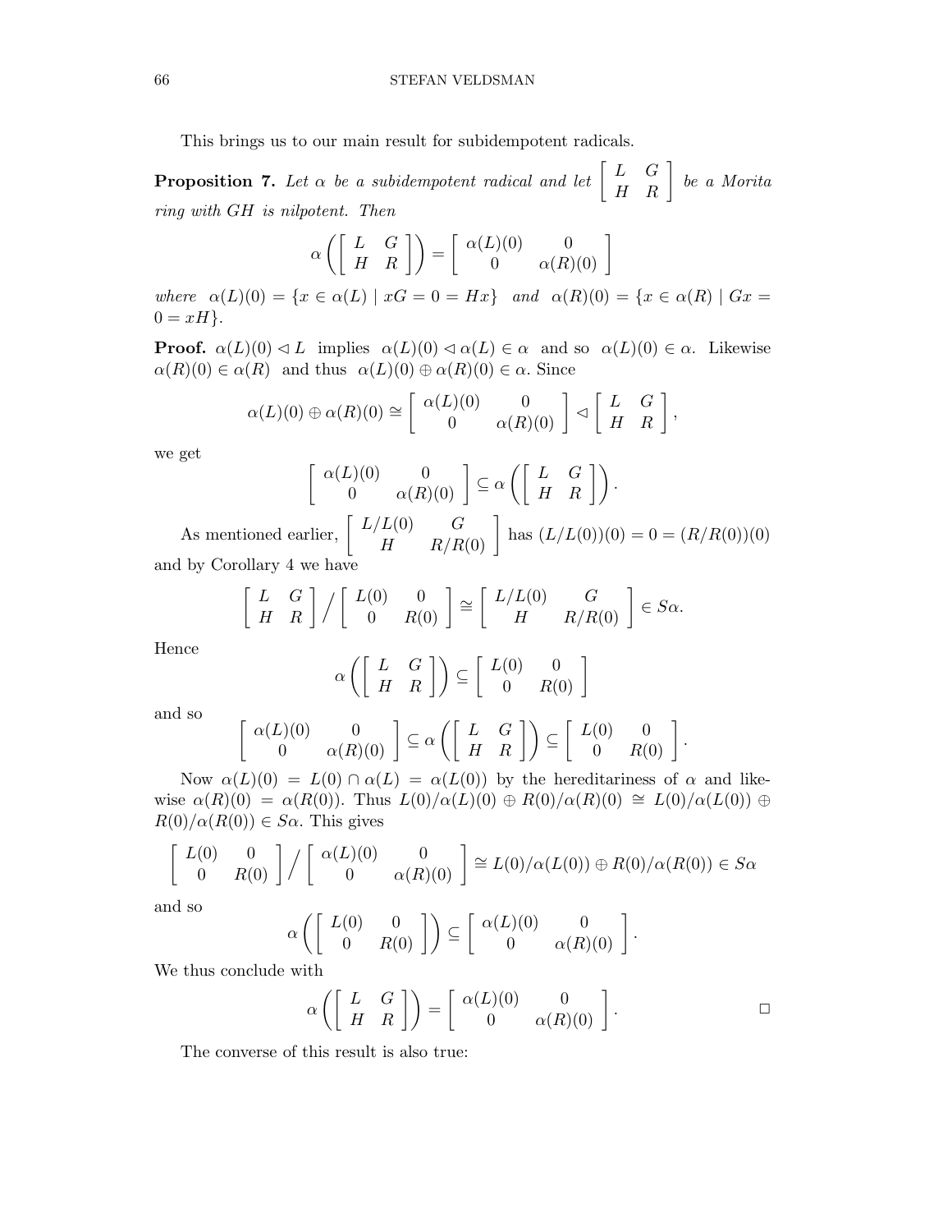This brings us to our main result for subidempotent radicals.

**Proposition 7.** *Let $\alpha$ be a subidempotent radical and let $\begin{bmatrix} L & G \\ H & R \end{bmatrix}$ be a Morita ring with $GH$ is nilpotent. Then*

$$\alpha\left(\begin{bmatrix} L & G \\ H & R \end{bmatrix}\right) = \begin{bmatrix} \alpha(L)(0) & 0 \\ 0 & \alpha(R)(0) \end{bmatrix}$$

*where* $\alpha(L)(0) = \{x \in \alpha(L) \mid xG = 0 = Hx\}$ *and* $\alpha(R)(0) = \{x \in \alpha(R) \mid Gx = 0 = xH\}$.

**Proof.** $\alpha(L)(0) \lhd L$ implies $\alpha(L)(0) \lhd \alpha(L) \in \alpha$ and so $\alpha(L)(0) \in \alpha$. Likewise $\alpha(R)(0) \in \alpha(R)$ and thus $\alpha(L)(0) \oplus \alpha(R)(0) \in \alpha$. Since

$$\alpha(L)(0) \oplus \alpha(R)(0) \cong \begin{bmatrix} \alpha(L)(0) & 0 \\ 0 & \alpha(R)(0) \end{bmatrix} \lhd \begin{bmatrix} L & G \\ H & R \end{bmatrix},$$

we get

$$\begin{bmatrix} \alpha(L)(0) & 0 \\ 0 & \alpha(R)(0) \end{bmatrix} \subseteq \alpha\left(\begin{bmatrix} L & G \\ H & R \end{bmatrix}\right).$$

As mentioned earlier, $\begin{bmatrix} L/L(0) & G \\ H & R/R(0) \end{bmatrix}$ has $(L/L(0))(0) = 0 = (R/R(0))(0)$ and by Corollary 4 we have

$$\begin{bmatrix} L & G \\ H & R \end{bmatrix} \Big/ \begin{bmatrix} L(0) & 0 \\ 0 & R(0) \end{bmatrix} \cong \begin{bmatrix} L/L(0) & G \\ H & R/R(0) \end{bmatrix} \in S\alpha.$$

Hence

$$\alpha\left(\begin{bmatrix} L & G \\ H & R \end{bmatrix}\right) \subseteq \begin{bmatrix} L(0) & 0 \\ 0 & R(0) \end{bmatrix}$$

and so

$$\begin{bmatrix} \alpha(L)(0) & 0 \\ 0 & \alpha(R)(0) \end{bmatrix} \subseteq \alpha\left(\begin{bmatrix} L & G \\ H & R \end{bmatrix}\right) \subseteq \begin{bmatrix} L(0) & 0 \\ 0 & R(0) \end{bmatrix}.$$

Now $\alpha(L)(0) = L(0) \cap \alpha(L) = \alpha(L(0))$ by the hereditariness of $\alpha$ and likewise $\alpha(R)(0) = \alpha(R(0))$. Thus $L(0)/\alpha(L)(0) \oplus R(0)/\alpha(R)(0) \cong L(0)/\alpha(L(0)) \oplus R(0)/\alpha(R(0)) \in S\alpha$. This gives

$$\begin{bmatrix} L(0) & 0 \\ 0 & R(0) \end{bmatrix} \Big/ \begin{bmatrix} \alpha(L)(0) & 0 \\ 0 & \alpha(R)(0) \end{bmatrix} \cong L(0)/\alpha(L(0)) \oplus R(0)/\alpha(R(0)) \in S\alpha$$

and so

$$\alpha\left(\begin{bmatrix} L(0) & 0 \\ 0 & R(0) \end{bmatrix}\right) \subseteq \begin{bmatrix} \alpha(L)(0) & 0 \\ 0 & \alpha(R)(0) \end{bmatrix}.$$

We thus conclude with

$$\alpha\left(\begin{bmatrix} L & G \\ H & R \end{bmatrix}\right) = \begin{bmatrix} \alpha(L)(0) & 0 \\ 0 & \alpha(R)(0) \end{bmatrix}. \qquad \square$$

The converse of this result is also true: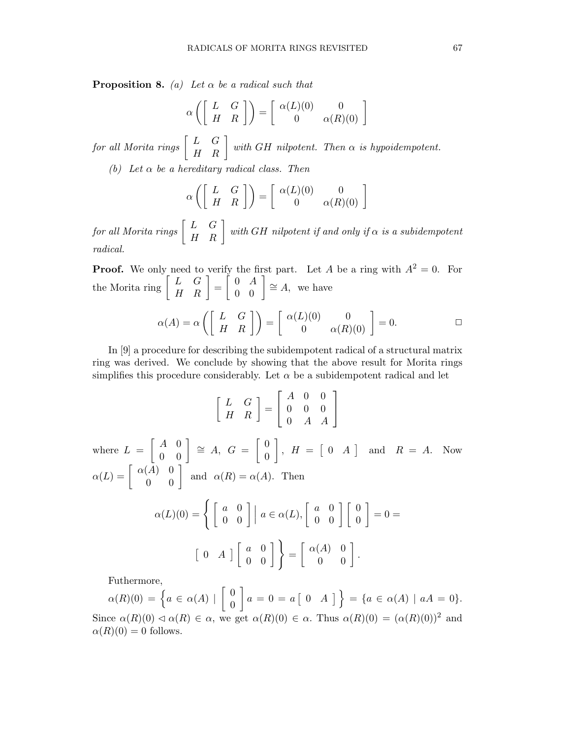**Proposition 8.** *(a) Let $\alpha$ be a radical such that*

$$\alpha\left(\begin{bmatrix} L & G \\ H & R \end{bmatrix}\right) = \begin{bmatrix} \alpha(L)(0) & 0 \\ 0 & \alpha(R)(0) \end{bmatrix}$$

*for all Morita rings $\begin{bmatrix} L & G \\ H & R \end{bmatrix}$ with $GH$ nilpotent. Then $\alpha$ is hypoidempotent.*

*(b) Let $\alpha$ be a hereditary radical class. Then*

$$\alpha\left(\begin{bmatrix} L & G \\ H & R \end{bmatrix}\right) = \begin{bmatrix} \alpha(L)(0) & 0 \\ 0 & \alpha(R)(0) \end{bmatrix}$$

*for all Morita rings $\begin{bmatrix} L & G \\ H & R \end{bmatrix}$ with $GH$ nilpotent if and only if $\alpha$ is a subidempotent radical.*

**Proof.** We only need to verify the first part. Let $A$ be a ring with $A^2 = 0$. For the Morita ring $\begin{bmatrix} L & G \\ H & R \end{bmatrix} = \begin{bmatrix} 0 & A \\ 0 & 0 \end{bmatrix} \cong A$, we have

$$\alpha(A) = \alpha\left(\begin{bmatrix} L & G \\ H & R \end{bmatrix}\right) = \begin{bmatrix} \alpha(L)(0) & 0 \\ 0 & \alpha(R)(0) \end{bmatrix} = 0. \qquad \square$$

In [9] a procedure for describing the subidempotent radical of a structural matrix ring was derived. We conclude by showing that the above result for Morita rings simplifies this procedure considerably. Let $\alpha$ be a subidempotent radical and let

$$\begin{bmatrix} L & G \\ H & R \end{bmatrix} = \begin{bmatrix} A & 0 & 0 \\ 0 & 0 & 0 \\ 0 & A & A \end{bmatrix}$$

where $L = \begin{bmatrix} A & 0 \\ 0 & 0 \end{bmatrix} \cong A$, $G = \begin{bmatrix} 0 \\ 0 \end{bmatrix}$, $H = \begin{bmatrix} 0 & A \end{bmatrix}$ and $R = A$. Now $\alpha(L) = \begin{bmatrix} \alpha(A) & 0 \\ 0 & 0 \end{bmatrix}$ and $\alpha(R) = \alpha(A)$. Then

$$\alpha(L)(0) = \left\{ \begin{bmatrix} a & 0 \\ 0 & 0 \end{bmatrix} \,\middle|\, a \in \alpha(L), \begin{bmatrix} a & 0 \\ 0 & 0 \end{bmatrix}\begin{bmatrix} 0 \\ 0 \end{bmatrix} = 0 = \begin{bmatrix} 0 & A \end{bmatrix}\begin{bmatrix} a & 0 \\ 0 & 0 \end{bmatrix} \right\} = \begin{bmatrix} \alpha(A) & 0 \\ 0 & 0 \end{bmatrix}.$$

Futhermore,

$$\alpha(R)(0) = \left\{ a \in \alpha(A) \mid \begin{bmatrix} 0 \\ 0 \end{bmatrix} a = 0 = a\begin{bmatrix} 0 & A \end{bmatrix} \right\} = \{a \in \alpha(A) \mid aA = 0\}.$$

Since $\alpha(R)(0) \lhd \alpha(R) \in \alpha$, we get $\alpha(R)(0) \in \alpha$. Thus $\alpha(R)(0) = (\alpha(R)(0))^2$ and $\alpha(R)(0) = 0$ follows.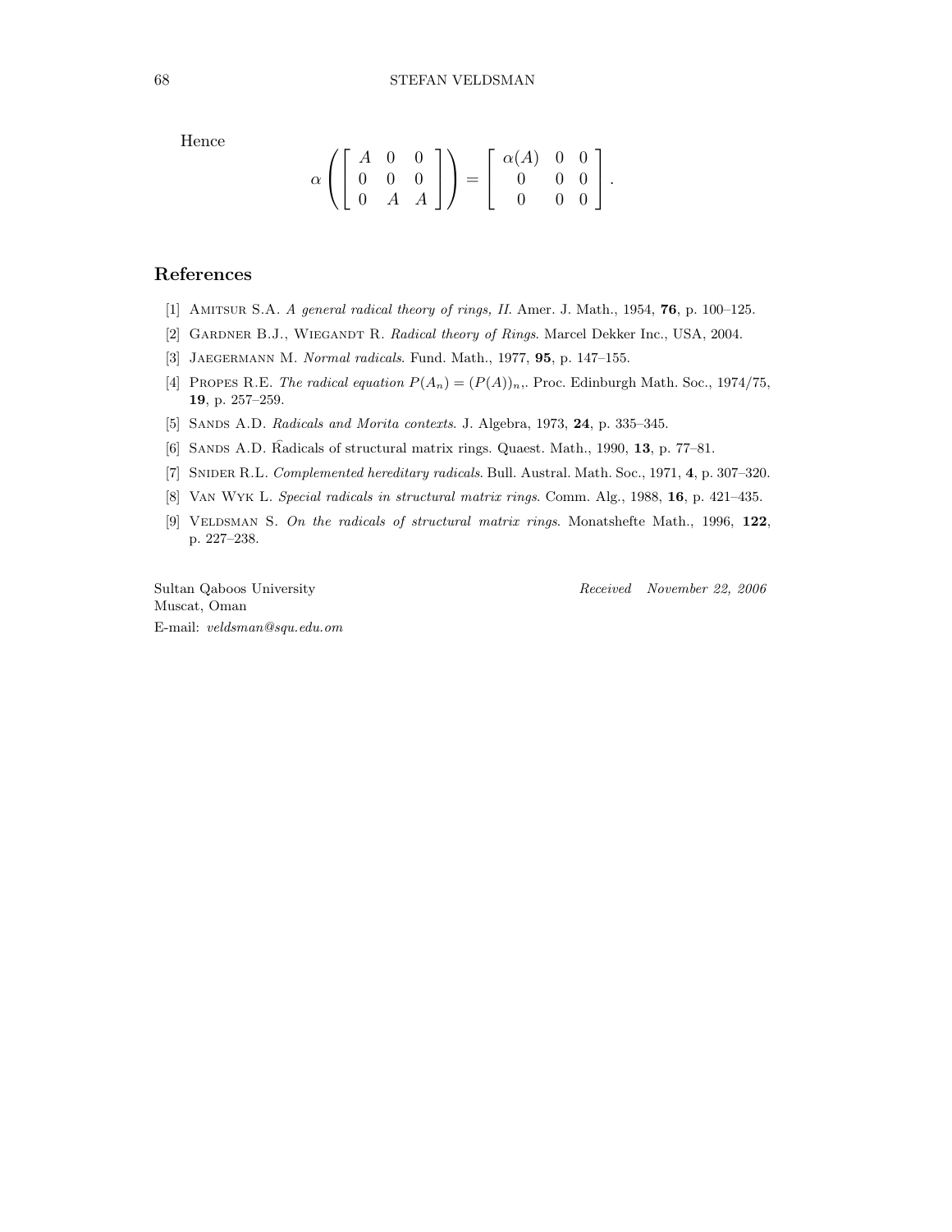Hence

$$\alpha\left(\left[\begin{array}{ccc} A & 0 & 0 \\ 0 & 0 & 0 \\ 0 & A & A \end{array}\right]\right) = \left[\begin{array}{ccc} \alpha(A) & 0 & 0 \\ 0 & 0 & 0 \\ 0 & 0 & 0 \end{array}\right].$$

## References

[1] Amitsur S.A. *A general radical theory of rings, II*. Amer. J. Math., 1954, **76**, p. 100–125.

[2] Gardner B.J., Wiegandt R. *Radical theory of Rings*. Marcel Dekker Inc., USA, 2004.

[3] Jaegermann M. *Normal radicals*. Fund. Math., 1977, **95**, p. 147–155.

[4] Propes R.E. *The radical equation $P(A_n) = (P(A))_n$,*. Proc. Edinburgh Math. Soc., 1974/75, **19**, p. 257–259.

[5] Sands A.D. *Radicals and Morita contexts*. J. Algebra, 1973, **24**, p. 335–345.

[6] Sands A.D. R̂adicals of structural matrix rings. Quaest. Math., 1990, **13**, p. 77–81.

[7] Snider R.L. *Complemented hereditary radicals*. Bull. Austral. Math. Soc., 1971, **4**, p. 307–320.

[8] Van Wyk L. *Special radicals in structural matrix rings*. Comm. Alg., 1988, **16**, p. 421–435.

[9] Veldsman S. *On the radicals of structural matrix rings*. Monatshefte Math., 1996, **122**, p. 227–238.

Sultan Qaboos University
Muscat, Oman
E-mail: *veldsman@squ.edu.om*

*Received November 22, 2006*